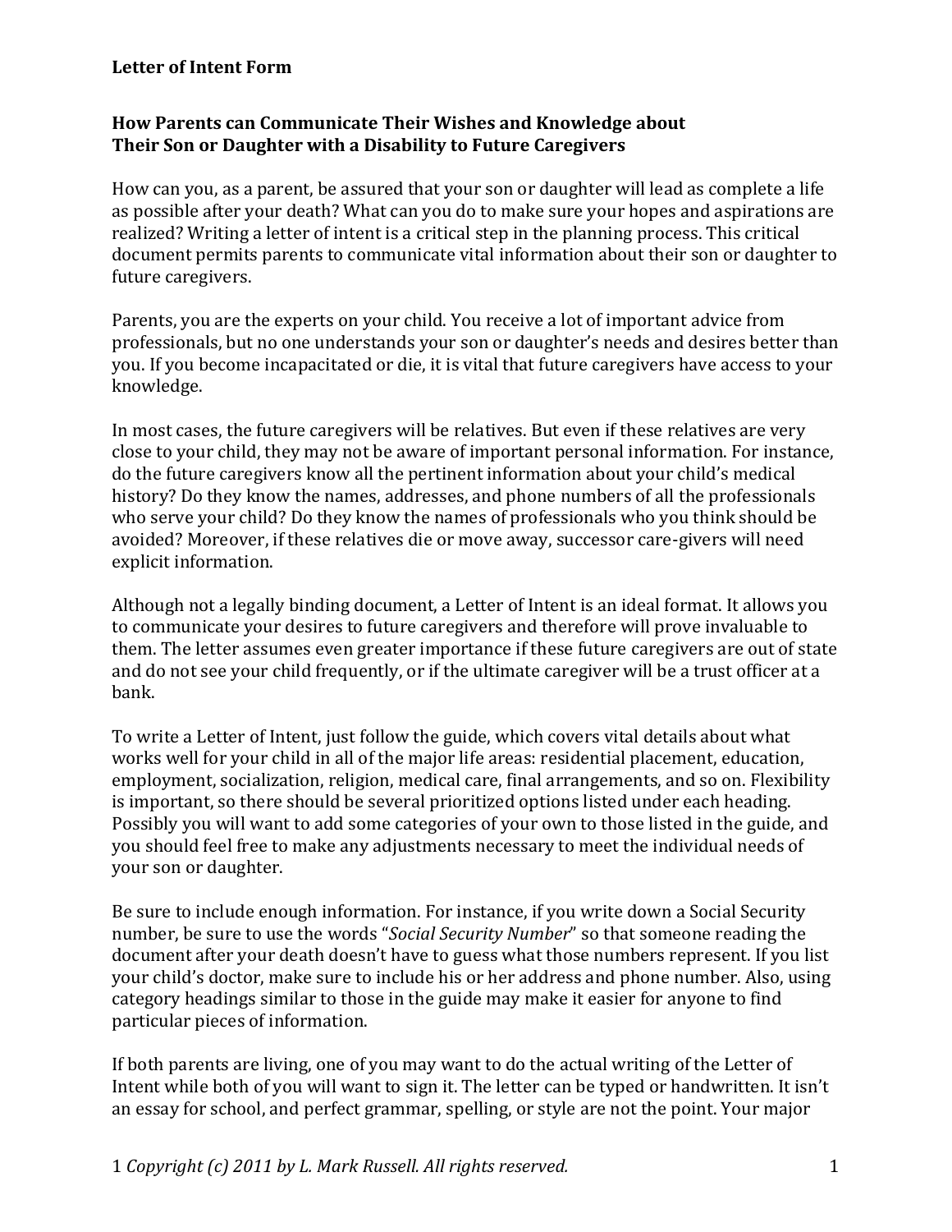# Letter of Intent Form

## How Parents can Communicate Their Wishes and Knowledge about Their Son or Daughter with a Disability to Future Caregivers

How can you, as a parent, be assured that your son or daughter will lead as complete a life as possible after your death? What can you do to make sure your hopes and aspirations are realized? Writing a letter of intent is a critical step in the planning process. This critical document permits parents to communicate vital information about their son or daughter to future caregivers.

Parents, you are the experts on your child. You receive a lot of important advice from professionals, but no one understands your son or daughter's needs and desires better than you. If you become incapacitated or die, it is vital that future caregivers have access to your knowledge.

In most cases, the future caregivers will be relatives. But even if these relatives are very close to your child, they may not be aware of important personal information. For instance, do the future caregivers know all the pertinent information about your child's medical history? Do they know the names, addresses, and phone numbers of all the professionals who serve your child? Do they know the names of professionals who you think should be avoided? Moreover, if these relatives die or move away, successor care-givers will need explicit information.

Although not a legally binding document, a Letter of Intent is an ideal format. It allows you to communicate your desires to future caregivers and therefore will prove invaluable to them. The letter assumes even greater importance if these future caregivers are out of state and do not see your child frequently, or if the ultimate caregiver will be a trust officer at a bank.

To write a Letter of Intent, just follow the guide, which covers vital details about what works well for your child in all of the major life areas: residential placement, education, employment, socialization, religion, medical care, final arrangements, and so on. Flexibility is important, so there should be several prioritized options listed under each heading. Possibly you will want to add some categories of your own to those listed in the guide, and you should feel free to make any adjustments necessary to meet the individual needs of your son or daughter.

Be sure to include enough information. For instance, if you write down a Social Security number, be sure to use the words "*Social Security Number*" so that someone reading the document after your death doesn't have to guess what those numbers represent. If you list your child's doctor, make sure to include his or her address and phone number. Also, using category headings similar to those in the guide may make it easier for anyone to find particular pieces of information.

If both parents are living, one of you may want to do the actual writing of the Letter of Intent while both of you will want to sign it. The letter can be typed or handwritten. It isn't an essay for school, and perfect grammar, spelling, or style are not the point. Your major

1 *Copyright (c) 2011 by L. Mark Russell. All rights reserved.*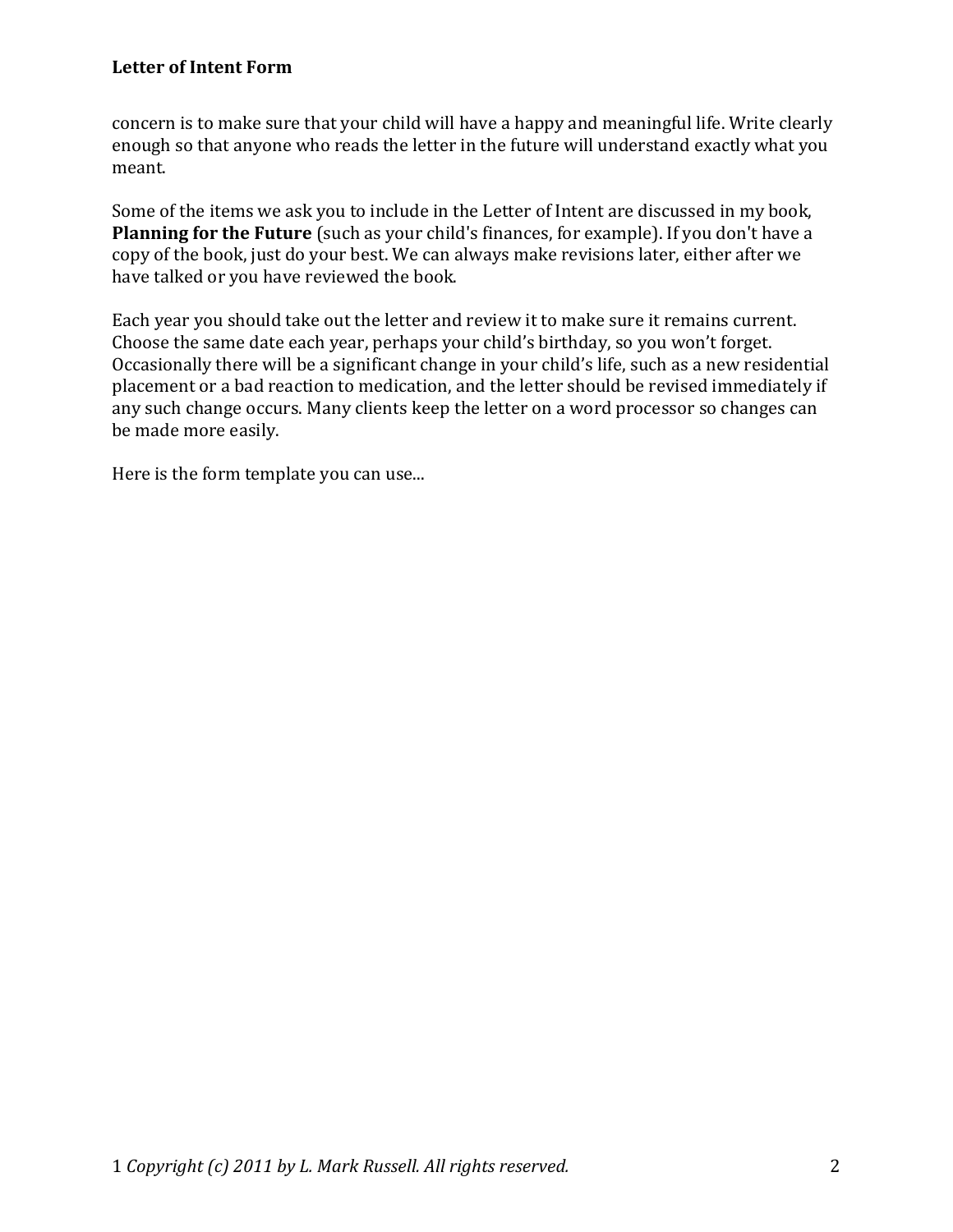concern is to make sure that your child will have a happy and meaningful life. Write clearly enough so that anyone who reads the letter in the future will understand exactly what you meant.

Some of the items we ask you to include in the Letter of Intent are discussed in my book, **Planning for the Future** (such as your child's finances, for example). If you don't have a copy of the book, just do your best. We can always make revisions later, either after we have talked or you have reviewed the book.

Each year you should take out the letter and review it to make sure it remains current. Choose the same date each year, perhaps your child's birthday, so you won't forget. Occasionally there will be a significant change in your child's life, such as a new residential placement or a bad reaction to medication, and the letter should be revised immediately if any such change occurs. Many clients keep the letter on a word processor so changes can be made more easily.

Here is the form template you can use...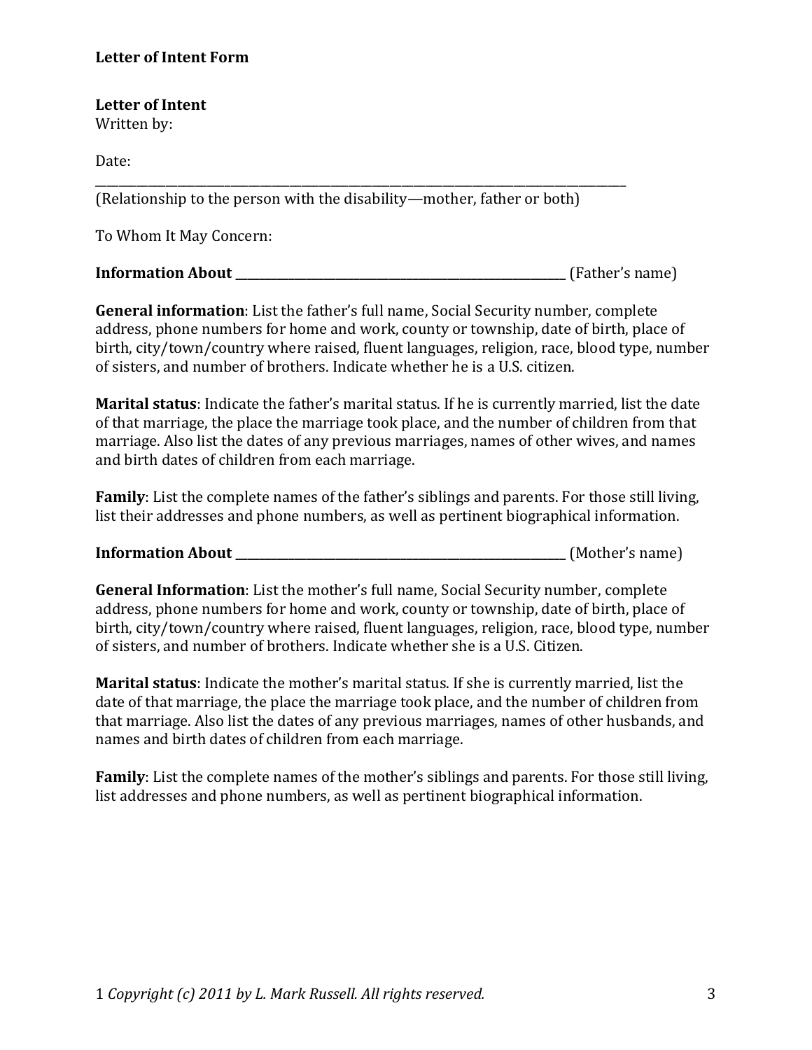**Letter of Intent Form**

**Letter of Intent**
Written by:

Date:
___________________________________________________________________________________________
(Relationship to the person with the disability—mother, father or both)

To Whom It May Concern:

**Information About ______________________________________________________** (Father's name)

**General information**: List the father's full name, Social Security number, complete address, phone numbers for home and work, county or township, date of birth, place of birth, city/town/country where raised, fluent languages, religion, race, blood type, number of sisters, and number of brothers. Indicate whether he is a U.S. citizen.

**Marital status**: Indicate the father's marital status. If he is currently married, list the date of that marriage, the place the marriage took place, and the number of children from that marriage. Also list the dates of any previous marriages, names of other wives, and names and birth dates of children from each marriage.

**Family**: List the complete names of the father's siblings and parents. For those still living, list their addresses and phone numbers, as well as pertinent biographical information.

**Information About ______________________________________________________** (Mother's name)

**General Information**: List the mother's full name, Social Security number, complete address, phone numbers for home and work, county or township, date of birth, place of birth, city/town/country where raised, fluent languages, religion, race, blood type, number of sisters, and number of brothers. Indicate whether she is a U.S. Citizen.

**Marital status**: Indicate the mother's marital status. If she is currently married, list the date of that marriage, the place the marriage took place, and the number of children from that marriage. Also list the dates of any previous marriages, names of other husbands, and names and birth dates of children from each marriage.

**Family**: List the complete names of the mother's siblings and parents. For those still living, list addresses and phone numbers, as well as pertinent biographical information.

1 *Copyright (c) 2011 by L. Mark Russell. All rights reserved.*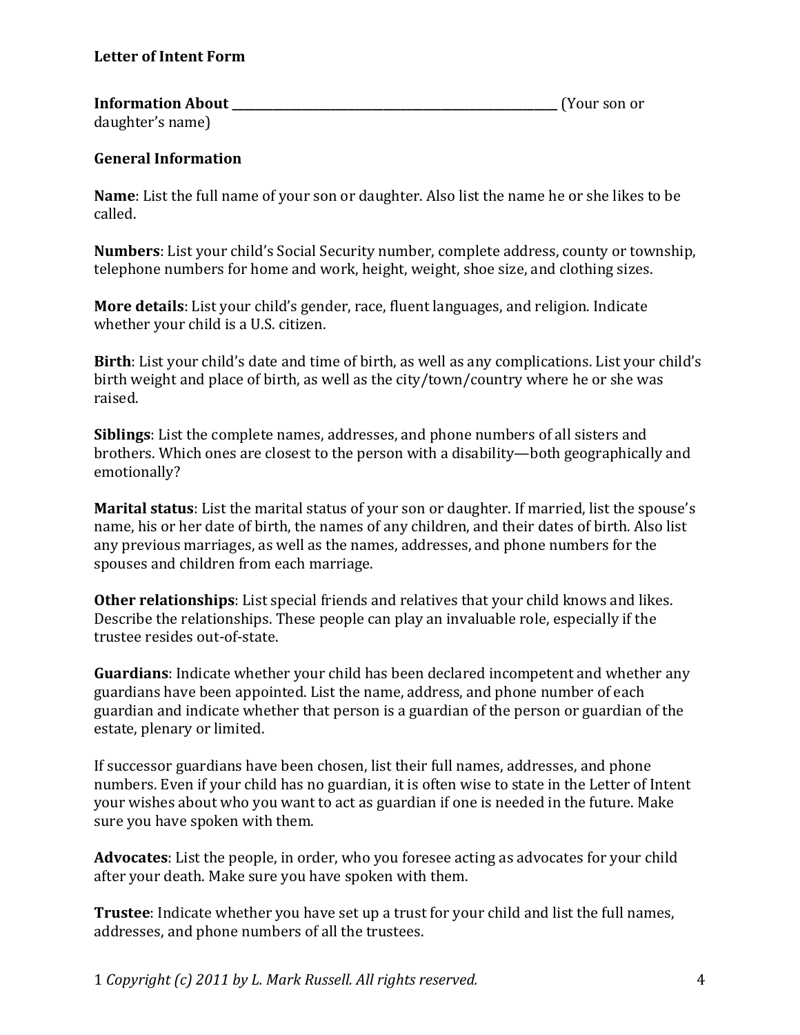**Letter of Intent Form**

**Information About \_\_\_\_\_\_\_\_\_\_\_\_\_\_\_\_\_\_\_\_\_\_\_\_\_\_\_\_\_\_\_\_\_\_\_\_\_\_\_\_\_\_\_\_\_\_\_\_\_\_\_\_\_\_** (Your son or daughter's name)

**General Information**

**Name**: List the full name of your son or daughter. Also list the name he or she likes to be called.

**Numbers**: List your child's Social Security number, complete address, county or township, telephone numbers for home and work, height, weight, shoe size, and clothing sizes.

**More details**: List your child's gender, race, fluent languages, and religion. Indicate whether your child is a U.S. citizen.

**Birth**: List your child's date and time of birth, as well as any complications. List your child's birth weight and place of birth, as well as the city/town/country where he or she was raised.

**Siblings**: List the complete names, addresses, and phone numbers of all sisters and brothers. Which ones are closest to the person with a disability—both geographically and emotionally?

**Marital status**: List the marital status of your son or daughter. If married, list the spouse's name, his or her date of birth, the names of any children, and their dates of birth. Also list any previous marriages, as well as the names, addresses, and phone numbers for the spouses and children from each marriage.

**Other relationships**: List special friends and relatives that your child knows and likes. Describe the relationships. These people can play an invaluable role, especially if the trustee resides out-of-state.

**Guardians**: Indicate whether your child has been declared incompetent and whether any guardians have been appointed. List the name, address, and phone number of each guardian and indicate whether that person is a guardian of the person or guardian of the estate, plenary or limited.

If successor guardians have been chosen, list their full names, addresses, and phone numbers. Even if your child has no guardian, it is often wise to state in the Letter of Intent your wishes about who you want to act as guardian if one is needed in the future. Make sure you have spoken with them.

**Advocates**: List the people, in order, who you foresee acting as advocates for your child after your death. Make sure you have spoken with them.

**Trustee**: Indicate whether you have set up a trust for your child and list the full names, addresses, and phone numbers of all the trustees.

1 *Copyright (c) 2011 by L. Mark Russell. All rights reserved.*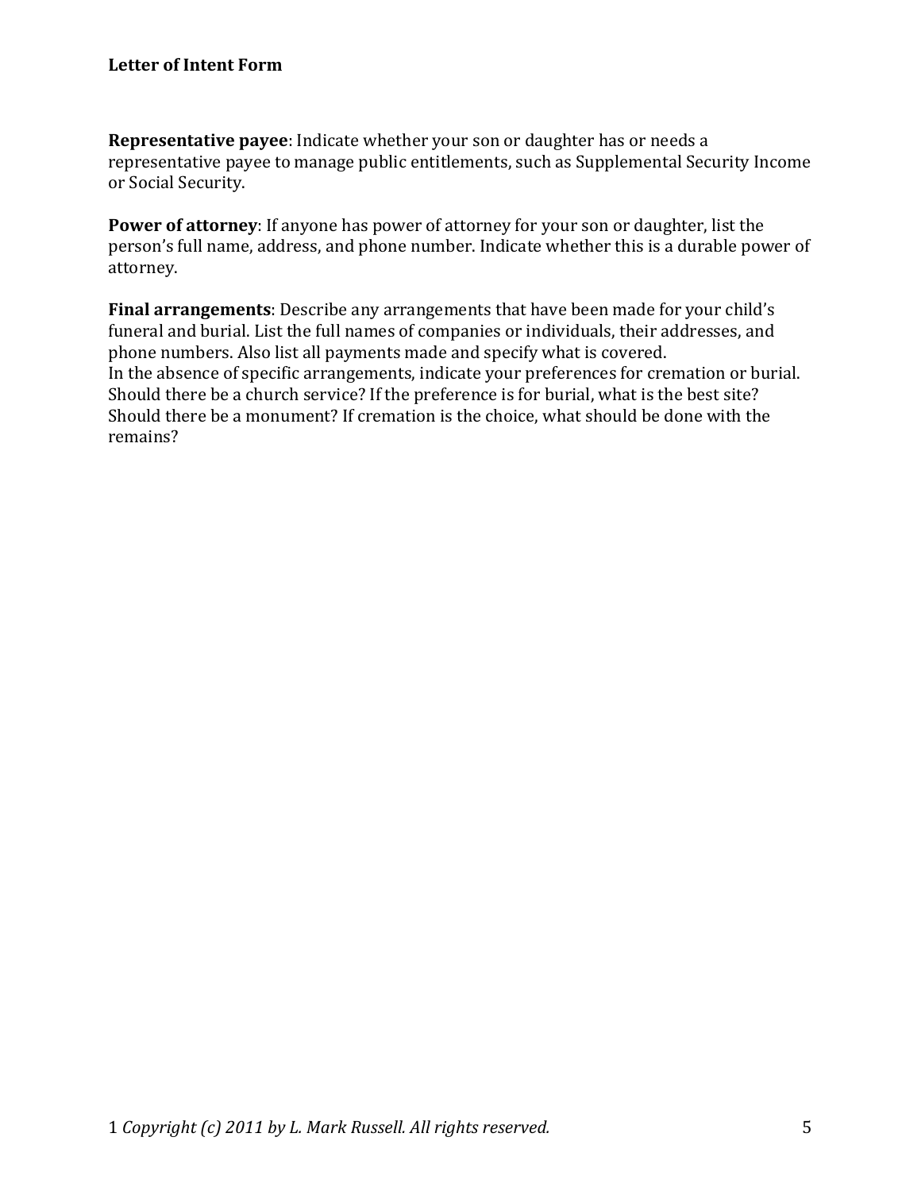**Representative payee**: Indicate whether your son or daughter has or needs a representative payee to manage public entitlements, such as Supplemental Security Income or Social Security.

**Power of attorney**: If anyone has power of attorney for your son or daughter, list the person's full name, address, and phone number. Indicate whether this is a durable power of attorney.

**Final arrangements**: Describe any arrangements that have been made for your child's funeral and burial. List the full names of companies or individuals, their addresses, and phone numbers. Also list all payments made and specify what is covered.
In the absence of specific arrangements, indicate your preferences for cremation or burial. Should there be a church service? If the preference is for burial, what is the best site? Should there be a monument? If cremation is the choice, what should be done with the remains?

1 *Copyright (c) 2011 by L. Mark Russell. All rights reserved.*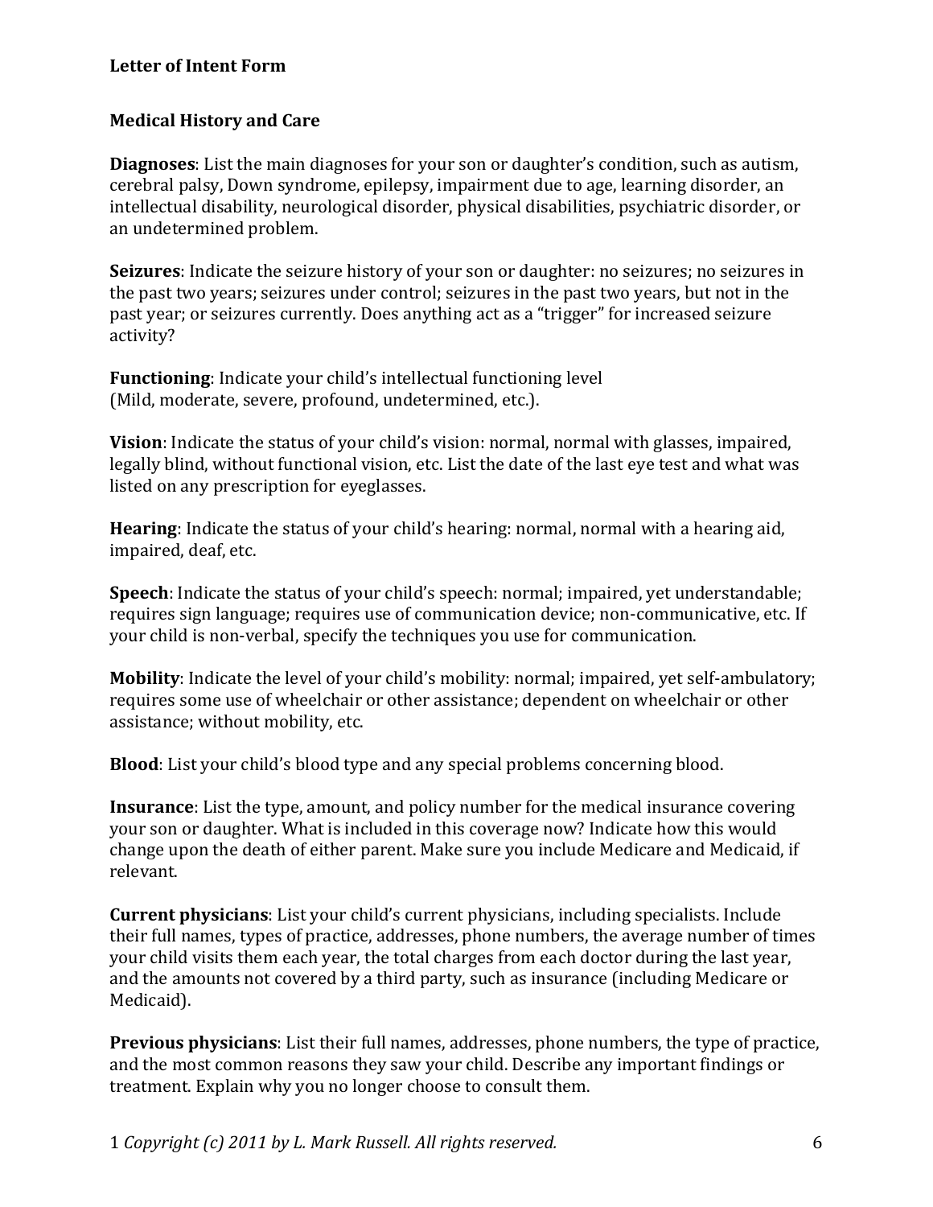**Letter of Intent Form**

**Medical History and Care**

**Diagnoses**: List the main diagnoses for your son or daughter's condition, such as autism, cerebral palsy, Down syndrome, epilepsy, impairment due to age, learning disorder, an intellectual disability, neurological disorder, physical disabilities, psychiatric disorder, or an undetermined problem.

**Seizures**: Indicate the seizure history of your son or daughter: no seizures; no seizures in the past two years; seizures under control; seizures in the past two years, but not in the past year; or seizures currently. Does anything act as a "trigger" for increased seizure activity?

**Functioning**: Indicate your child's intellectual functioning level (Mild, moderate, severe, profound, undetermined, etc.).

**Vision**: Indicate the status of your child's vision: normal, normal with glasses, impaired, legally blind, without functional vision, etc. List the date of the last eye test and what was listed on any prescription for eyeglasses.

**Hearing**: Indicate the status of your child's hearing: normal, normal with a hearing aid, impaired, deaf, etc.

**Speech**: Indicate the status of your child's speech: normal; impaired, yet understandable; requires sign language; requires use of communication device; non-communicative, etc. If your child is non-verbal, specify the techniques you use for communication.

**Mobility**: Indicate the level of your child's mobility: normal; impaired, yet self-ambulatory; requires some use of wheelchair or other assistance; dependent on wheelchair or other assistance; without mobility, etc.

**Blood**: List your child's blood type and any special problems concerning blood.

**Insurance**: List the type, amount, and policy number for the medical insurance covering your son or daughter. What is included in this coverage now? Indicate how this would change upon the death of either parent. Make sure you include Medicare and Medicaid, if relevant.

**Current physicians**: List your child's current physicians, including specialists. Include their full names, types of practice, addresses, phone numbers, the average number of times your child visits them each year, the total charges from each doctor during the last year, and the amounts not covered by a third party, such as insurance (including Medicare or Medicaid).

**Previous physicians**: List their full names, addresses, phone numbers, the type of practice, and the most common reasons they saw your child. Describe any important findings or treatment. Explain why you no longer choose to consult them.

1 *Copyright (c) 2011 by L. Mark Russell. All rights reserved.*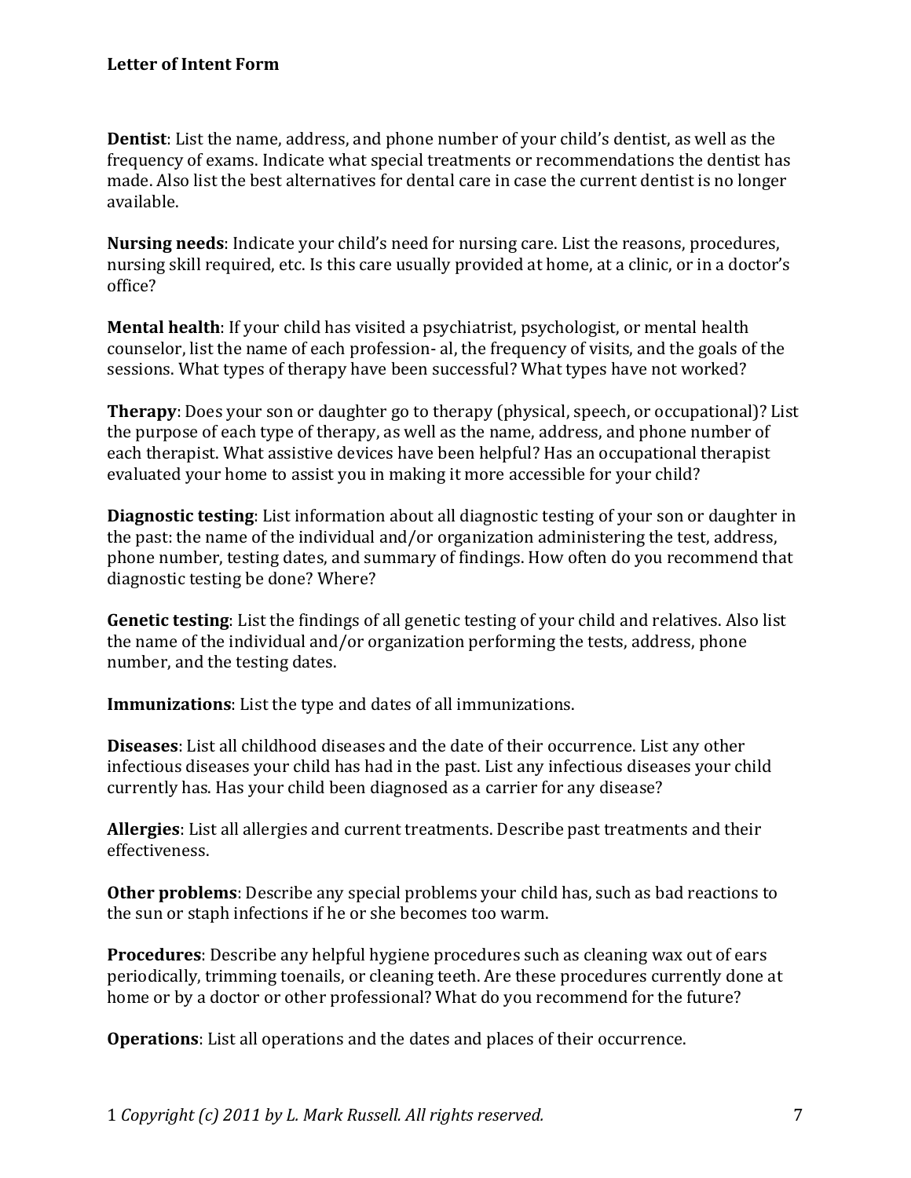**Dentist**: List the name, address, and phone number of your child's dentist, as well as the frequency of exams. Indicate what special treatments or recommendations the dentist has made. Also list the best alternatives for dental care in case the current dentist is no longer available.

**Nursing needs**: Indicate your child's need for nursing care. List the reasons, procedures, nursing skill required, etc. Is this care usually provided at home, at a clinic, or in a doctor's office?

**Mental health**: If your child has visited a psychiatrist, psychologist, or mental health counselor, list the name of each profession- al, the frequency of visits, and the goals of the sessions. What types of therapy have been successful? What types have not worked?

**Therapy**: Does your son or daughter go to therapy (physical, speech, or occupational)? List the purpose of each type of therapy, as well as the name, address, and phone number of each therapist. What assistive devices have been helpful? Has an occupational therapist evaluated your home to assist you in making it more accessible for your child?

**Diagnostic testing**: List information about all diagnostic testing of your son or daughter in the past: the name of the individual and/or organization administering the test, address, phone number, testing dates, and summary of findings. How often do you recommend that diagnostic testing be done? Where?

**Genetic testing**: List the findings of all genetic testing of your child and relatives. Also list the name of the individual and/or organization performing the tests, address, phone number, and the testing dates.

**Immunizations**: List the type and dates of all immunizations.

**Diseases**: List all childhood diseases and the date of their occurrence. List any other infectious diseases your child has had in the past. List any infectious diseases your child currently has. Has your child been diagnosed as a carrier for any disease?

**Allergies**: List all allergies and current treatments. Describe past treatments and their effectiveness.

**Other problems**: Describe any special problems your child has, such as bad reactions to the sun or staph infections if he or she becomes too warm.

**Procedures**: Describe any helpful hygiene procedures such as cleaning wax out of ears periodically, trimming toenails, or cleaning teeth. Are these procedures currently done at home or by a doctor or other professional? What do you recommend for the future?

**Operations**: List all operations and the dates and places of their occurrence.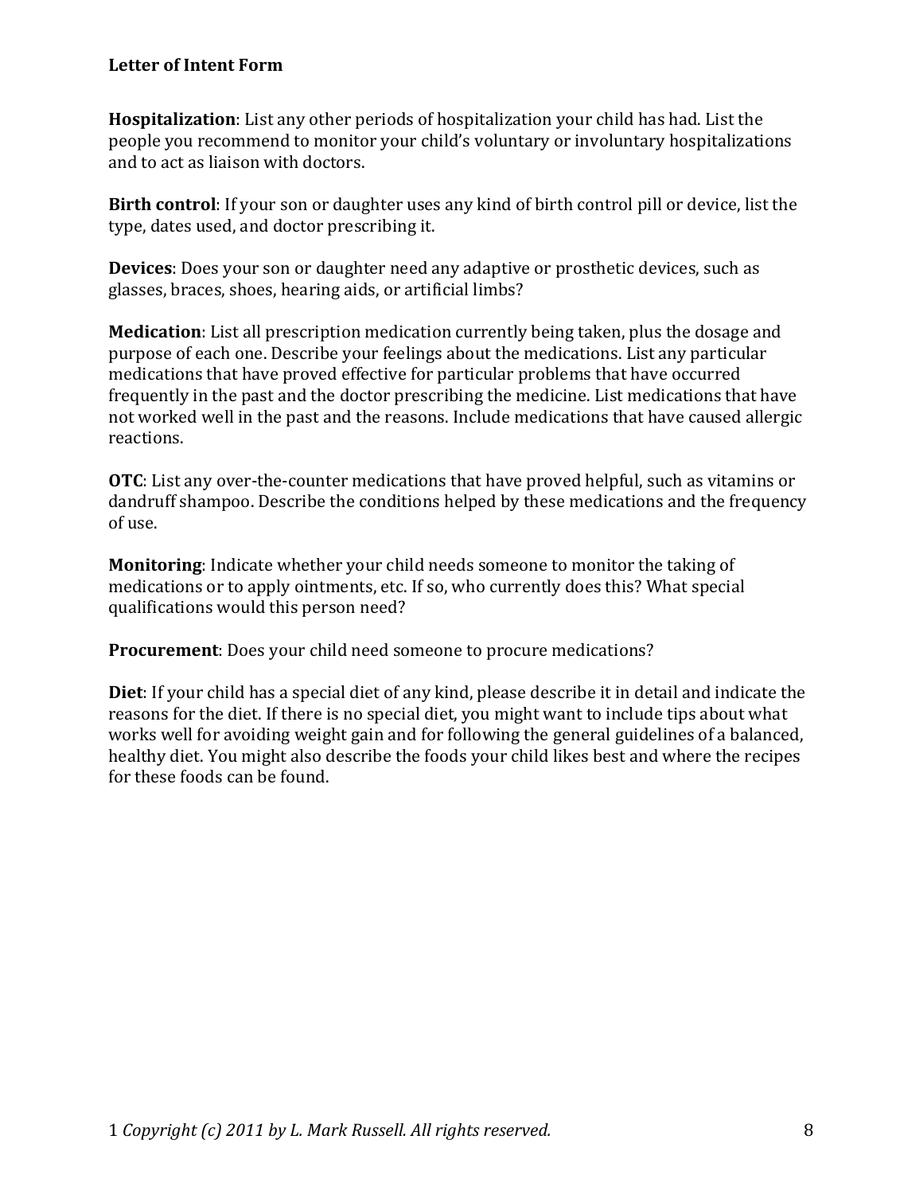**Letter of Intent Form**

**Hospitalization**: List any other periods of hospitalization your child has had. List the people you recommend to monitor your child's voluntary or involuntary hospitalizations and to act as liaison with doctors.

**Birth control**: If your son or daughter uses any kind of birth control pill or device, list the type, dates used, and doctor prescribing it.

**Devices**: Does your son or daughter need any adaptive or prosthetic devices, such as glasses, braces, shoes, hearing aids, or artificial limbs?

**Medication**: List all prescription medication currently being taken, plus the dosage and purpose of each one. Describe your feelings about the medications. List any particular medications that have proved effective for particular problems that have occurred frequently in the past and the doctor prescribing the medicine. List medications that have not worked well in the past and the reasons. Include medications that have caused allergic reactions.

**OTC**: List any over-the-counter medications that have proved helpful, such as vitamins or dandruff shampoo. Describe the conditions helped by these medications and the frequency of use.

**Monitoring**: Indicate whether your child needs someone to monitor the taking of medications or to apply ointments, etc. If so, who currently does this? What special qualifications would this person need?

**Procurement**: Does your child need someone to procure medications?

**Diet**: If your child has a special diet of any kind, please describe it in detail and indicate the reasons for the diet. If there is no special diet, you might want to include tips about what works well for avoiding weight gain and for following the general guidelines of a balanced, healthy diet. You might also describe the foods your child likes best and where the recipes for these foods can be found.

1 *Copyright (c) 2011 by L. Mark Russell. All rights reserved.*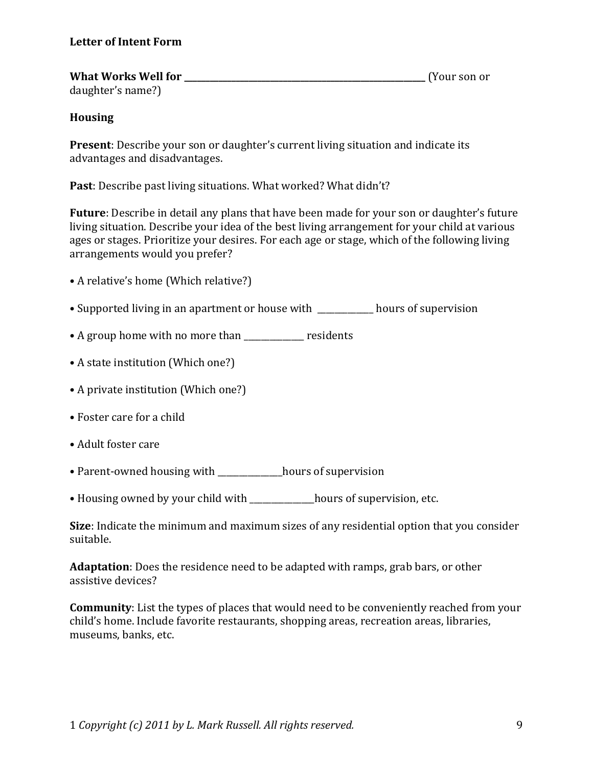**Letter of Intent Form**

**What Works Well for \_\_\_\_\_\_\_\_\_\_\_\_\_\_\_\_\_\_\_\_\_\_\_\_\_\_\_\_\_\_\_\_\_\_\_\_\_\_\_\_\_\_\_\_\_\_\_\_\_\_\_\_\_\_\_\_\_** (Your son or daughter's name?)

**Housing**

**Present**: Describe your son or daughter's current living situation and indicate its advantages and disadvantages.

**Past**: Describe past living situations. What worked? What didn't?

**Future**: Describe in detail any plans that have been made for your son or daughter's future living situation. Describe your idea of the best living arrangement for your child at various ages or stages. Prioritize your desires. For each age or stage, which of the following living arrangements would you prefer?

- A relative's home (Which relative?)
- Supported living in an apartment or house with \_\_\_\_\_\_\_\_\_\_\_\_\_ hours of supervision
- A group home with no more than \_\_\_\_\_\_\_\_\_\_\_\_\_\_ residents
- A state institution (Which one?)
- A private institution (Which one?)
- Foster care for a child
- Adult foster care
- Parent-owned housing with \_\_\_\_\_\_\_\_\_\_\_\_\_\_\_hours of supervision
- Housing owned by your child with \_\_\_\_\_\_\_\_\_\_\_\_\_\_\_hours of supervision, etc.

**Size**: Indicate the minimum and maximum sizes of any residential option that you consider suitable.

**Adaptation**: Does the residence need to be adapted with ramps, grab bars, or other assistive devices?

**Community**: List the types of places that would need to be conveniently reached from your child's home. Include favorite restaurants, shopping areas, recreation areas, libraries, museums, banks, etc.

1 *Copyright (c) 2011 by L. Mark Russell. All rights reserved.*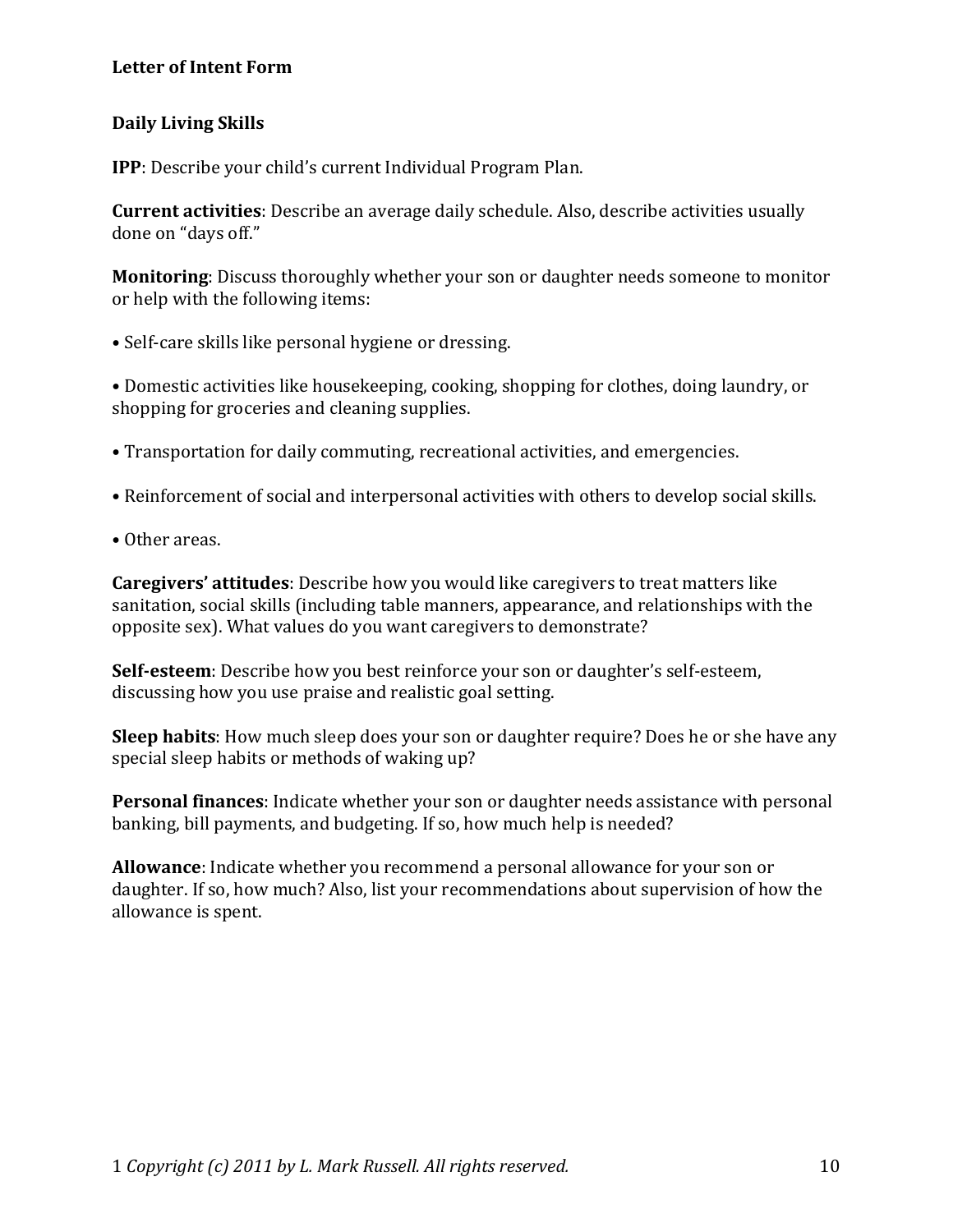**Letter of Intent Form**

**Daily Living Skills**

**IPP**: Describe your child's current Individual Program Plan.

**Current activities**: Describe an average daily schedule. Also, describe activities usually done on "days off."

**Monitoring**: Discuss thoroughly whether your son or daughter needs someone to monitor or help with the following items:

- Self-care skills like personal hygiene or dressing.
- Domestic activities like housekeeping, cooking, shopping for clothes, doing laundry, or shopping for groceries and cleaning supplies.
- Transportation for daily commuting, recreational activities, and emergencies.
- Reinforcement of social and interpersonal activities with others to develop social skills.
- Other areas.

**Caregivers' attitudes**: Describe how you would like caregivers to treat matters like sanitation, social skills (including table manners, appearance, and relationships with the opposite sex). What values do you want caregivers to demonstrate?

**Self-esteem**: Describe how you best reinforce your son or daughter's self-esteem, discussing how you use praise and realistic goal setting.

**Sleep habits**: How much sleep does your son or daughter require? Does he or she have any special sleep habits or methods of waking up?

**Personal finances**: Indicate whether your son or daughter needs assistance with personal banking, bill payments, and budgeting. If so, how much help is needed?

**Allowance**: Indicate whether you recommend a personal allowance for your son or daughter. If so, how much? Also, list your recommendations about supervision of how the allowance is spent.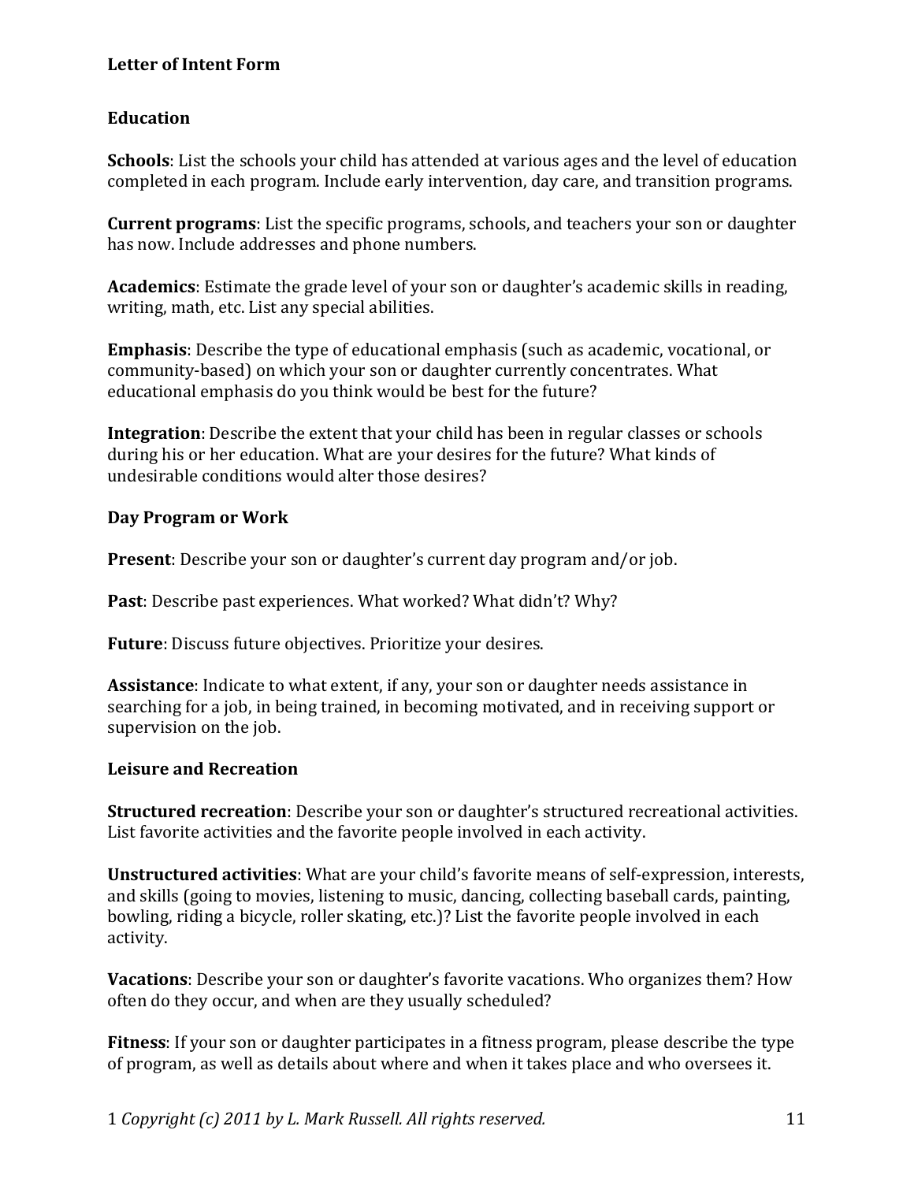**Letter of Intent Form**

**Education**

**Schools**: List the schools your child has attended at various ages and the level of education completed in each program. Include early intervention, day care, and transition programs.

**Current programs**: List the specific programs, schools, and teachers your son or daughter has now. Include addresses and phone numbers.

**Academics**: Estimate the grade level of your son or daughter's academic skills in reading, writing, math, etc. List any special abilities.

**Emphasis**: Describe the type of educational emphasis (such as academic, vocational, or community-based) on which your son or daughter currently concentrates. What educational emphasis do you think would be best for the future?

**Integration**: Describe the extent that your child has been in regular classes or schools during his or her education. What are your desires for the future? What kinds of undesirable conditions would alter those desires?

**Day Program or Work**

**Present**: Describe your son or daughter's current day program and/or job.

**Past**: Describe past experiences. What worked? What didn't? Why?

**Future**: Discuss future objectives. Prioritize your desires.

**Assistance**: Indicate to what extent, if any, your son or daughter needs assistance in searching for a job, in being trained, in becoming motivated, and in receiving support or supervision on the job.

**Leisure and Recreation**

**Structured recreation**: Describe your son or daughter's structured recreational activities. List favorite activities and the favorite people involved in each activity.

**Unstructured activities**: What are your child's favorite means of self-expression, interests, and skills (going to movies, listening to music, dancing, collecting baseball cards, painting, bowling, riding a bicycle, roller skating, etc.)? List the favorite people involved in each activity.

**Vacations**: Describe your son or daughter's favorite vacations. Who organizes them? How often do they occur, and when are they usually scheduled?

**Fitness**: If your son or daughter participates in a fitness program, please describe the type of program, as well as details about where and when it takes place and who oversees it.

1 *Copyright (c) 2011 by L. Mark Russell. All rights reserved.*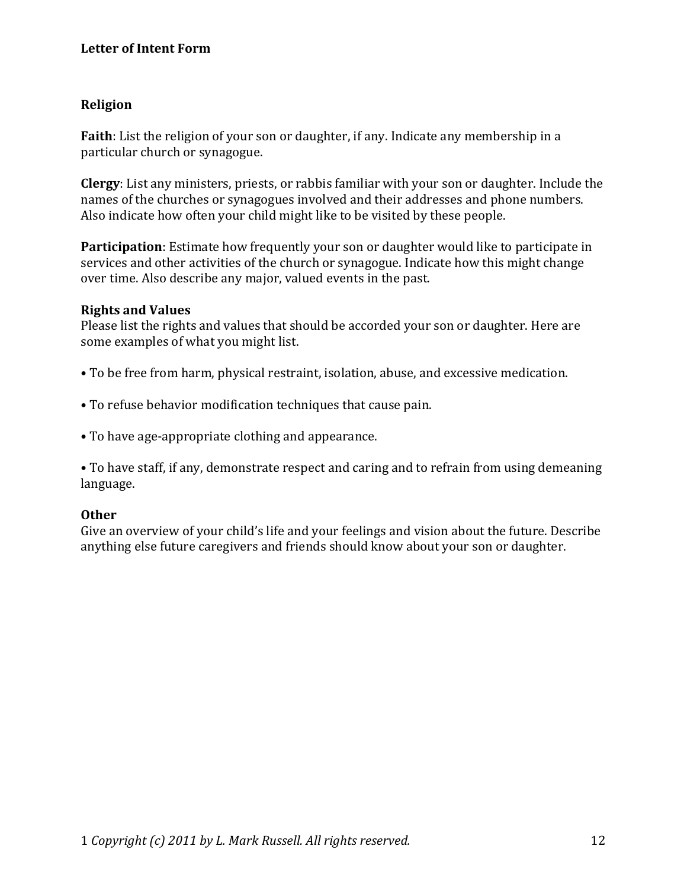## Religion

**Faith**: List the religion of your son or daughter, if any. Indicate any membership in a particular church or synagogue.

**Clergy**: List any ministers, priests, or rabbis familiar with your son or daughter. Include the names of the churches or synagogues involved and their addresses and phone numbers. Also indicate how often your child might like to be visited by these people.

**Participation**: Estimate how frequently your son or daughter would like to participate in services and other activities of the church or synagogue. Indicate how this might change over time. Also describe any major, valued events in the past.

## Rights and Values

Please list the rights and values that should be accorded your son or daughter. Here are some examples of what you might list.

- To be free from harm, physical restraint, isolation, abuse, and excessive medication.
- To refuse behavior modification techniques that cause pain.
- To have age-appropriate clothing and appearance.
- To have staff, if any, demonstrate respect and caring and to refrain from using demeaning language.

## Other

Give an overview of your child's life and your feelings and vision about the future. Describe anything else future caregivers and friends should know about your son or daughter.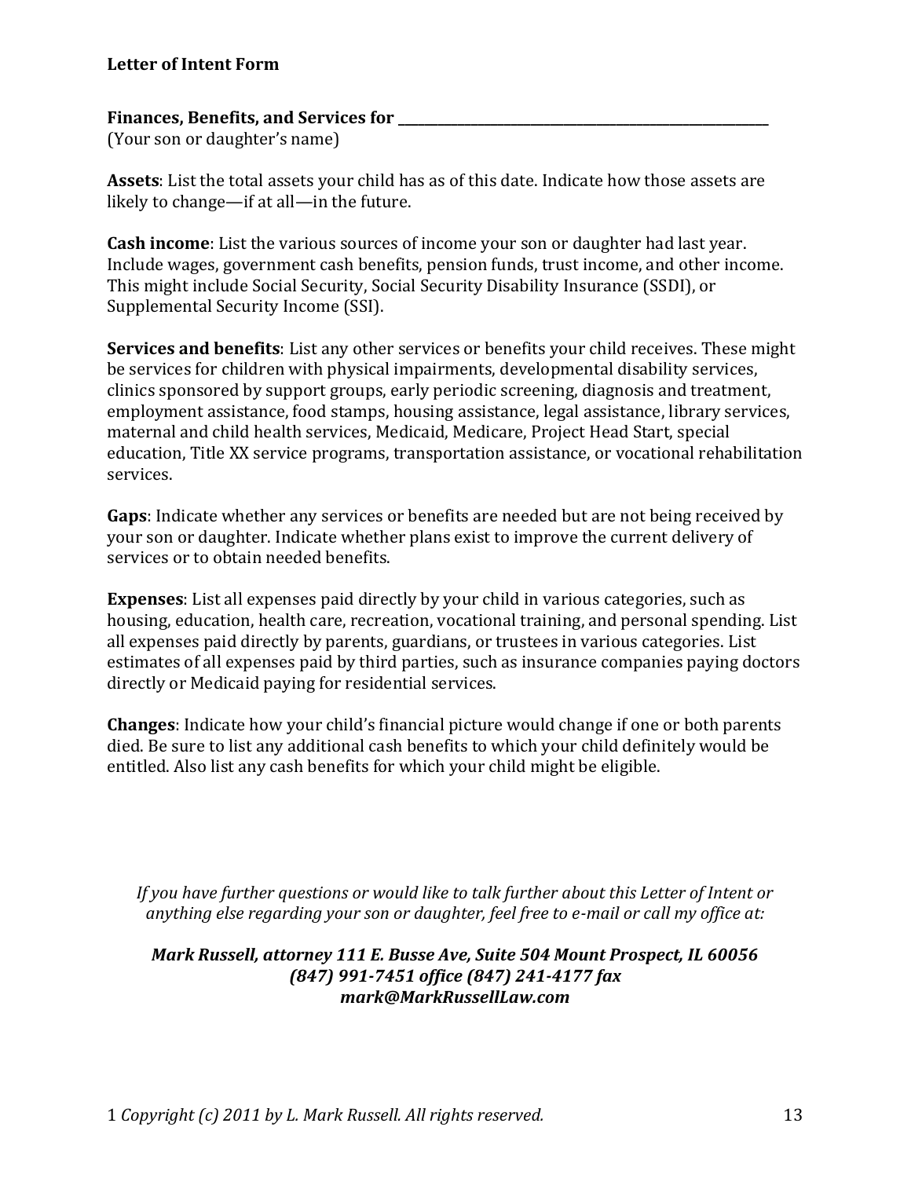**Letter of Intent Form**

**Finances, Benefits, and Services for \_\_\_\_\_\_\_\_\_\_\_\_\_\_\_\_\_\_\_\_\_\_\_\_\_\_\_\_\_\_\_\_\_\_\_\_\_\_\_\_\_\_\_\_\_\_\_\_\_\_\_\_\_\_\_\_\_**
(Your son or daughter's name)

**Assets**: List the total assets your child has as of this date. Indicate how those assets are likely to change—if at all—in the future.

**Cash income**: List the various sources of income your son or daughter had last year. Include wages, government cash benefits, pension funds, trust income, and other income. This might include Social Security, Social Security Disability Insurance (SSDI), or Supplemental Security Income (SSI).

**Services and benefits**: List any other services or benefits your child receives. These might be services for children with physical impairments, developmental disability services, clinics sponsored by support groups, early periodic screening, diagnosis and treatment, employment assistance, food stamps, housing assistance, legal assistance, library services, maternal and child health services, Medicaid, Medicare, Project Head Start, special education, Title XX service programs, transportation assistance, or vocational rehabilitation services.

**Gaps**: Indicate whether any services or benefits are needed but are not being received by your son or daughter. Indicate whether plans exist to improve the current delivery of services or to obtain needed benefits.

**Expenses**: List all expenses paid directly by your child in various categories, such as housing, education, health care, recreation, vocational training, and personal spending. List all expenses paid directly by parents, guardians, or trustees in various categories. List estimates of all expenses paid by third parties, such as insurance companies paying doctors directly or Medicaid paying for residential services.

**Changes**: Indicate how your child's financial picture would change if one or both parents died. Be sure to list any additional cash benefits to which your child definitely would be entitled. Also list any cash benefits for which your child might be eligible.

*If you have further questions or would like to talk further about this Letter of Intent or anything else regarding your son or daughter, feel free to e-mail or call my office at:*

***Mark Russell, attorney 111 E. Busse Ave, Suite 504 Mount Prospect, IL 60056***
***(847) 991-7451 office (847) 241-4177 fax***
***mark@MarkRussellLaw.com***

1 *Copyright (c) 2011 by L. Mark Russell. All rights reserved.*